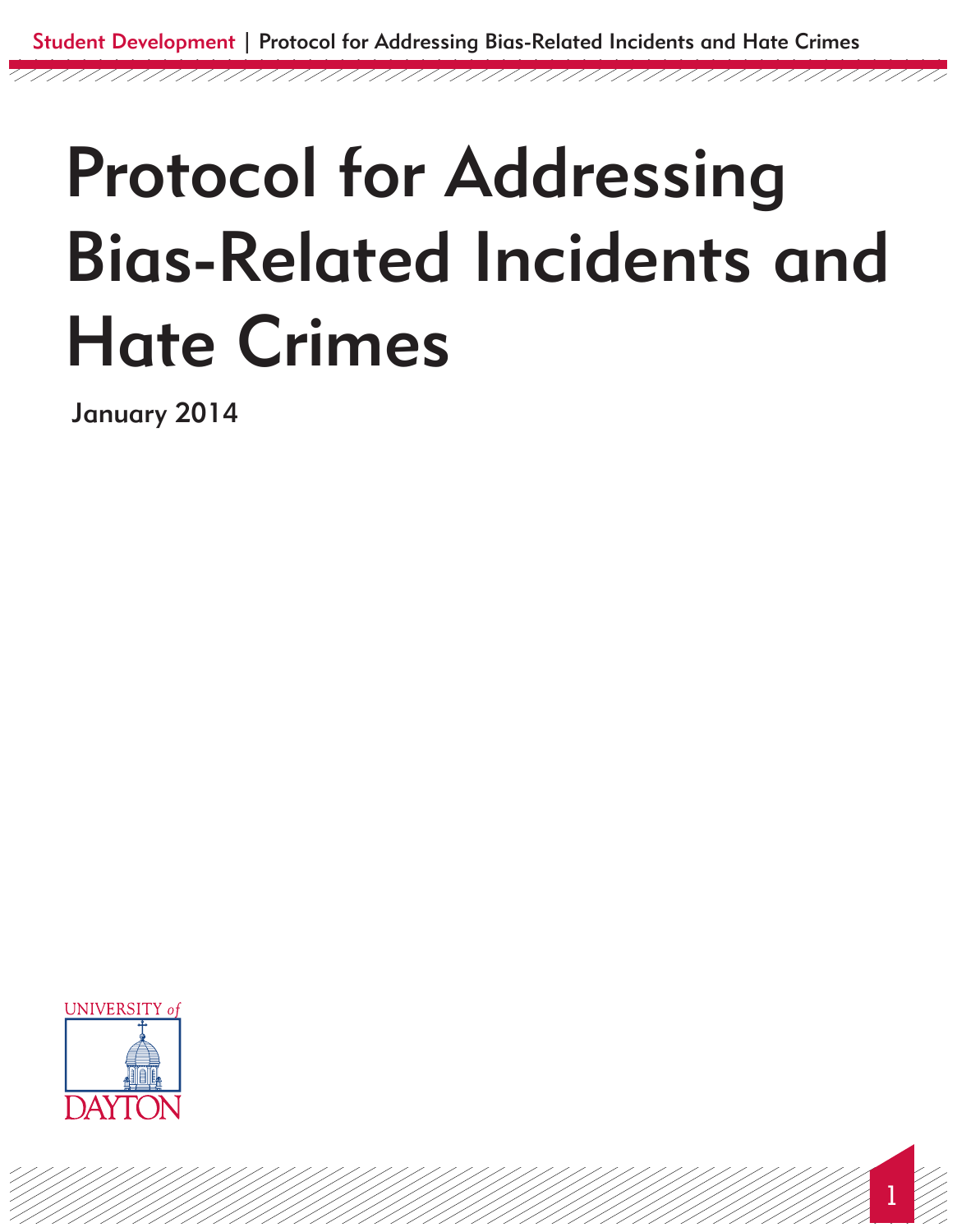# Protocol for Addressing Bias-Related Incidents and Hate Crimes

January 2014

UNIVERSITY of DAYTON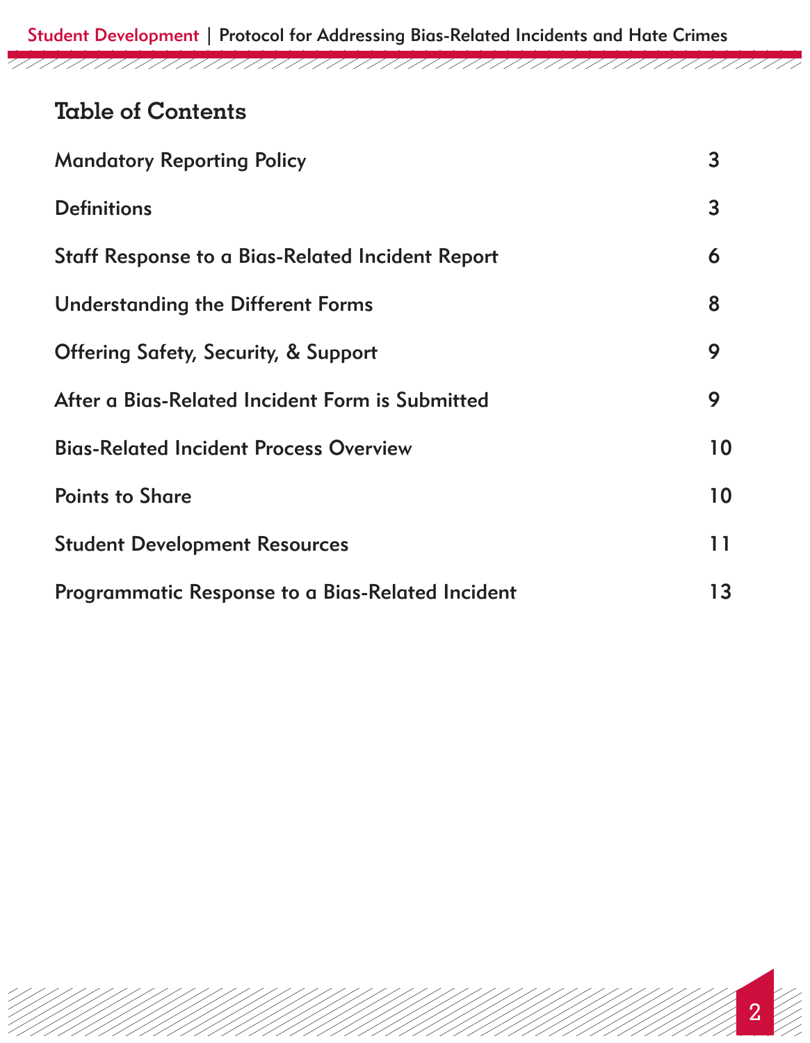# Table of Contents

| | |
|---|---|
| Mandatory Reporting Policy | 3 |
| Definitions | 3 |
| Staff Response to a Bias-Related Incident Report | 6 |
| Understanding the Different Forms | 8 |
| Offering Safety, Security, & Support | 9 |
| After a Bias-Related Incident Form is Submitted | 9 |
| Bias-Related Incident Process Overview | 10 |
| Points to Share | 10 |
| Student Development Resources | 11 |
| Programmatic Response to a Bias-Related Incident | 13 |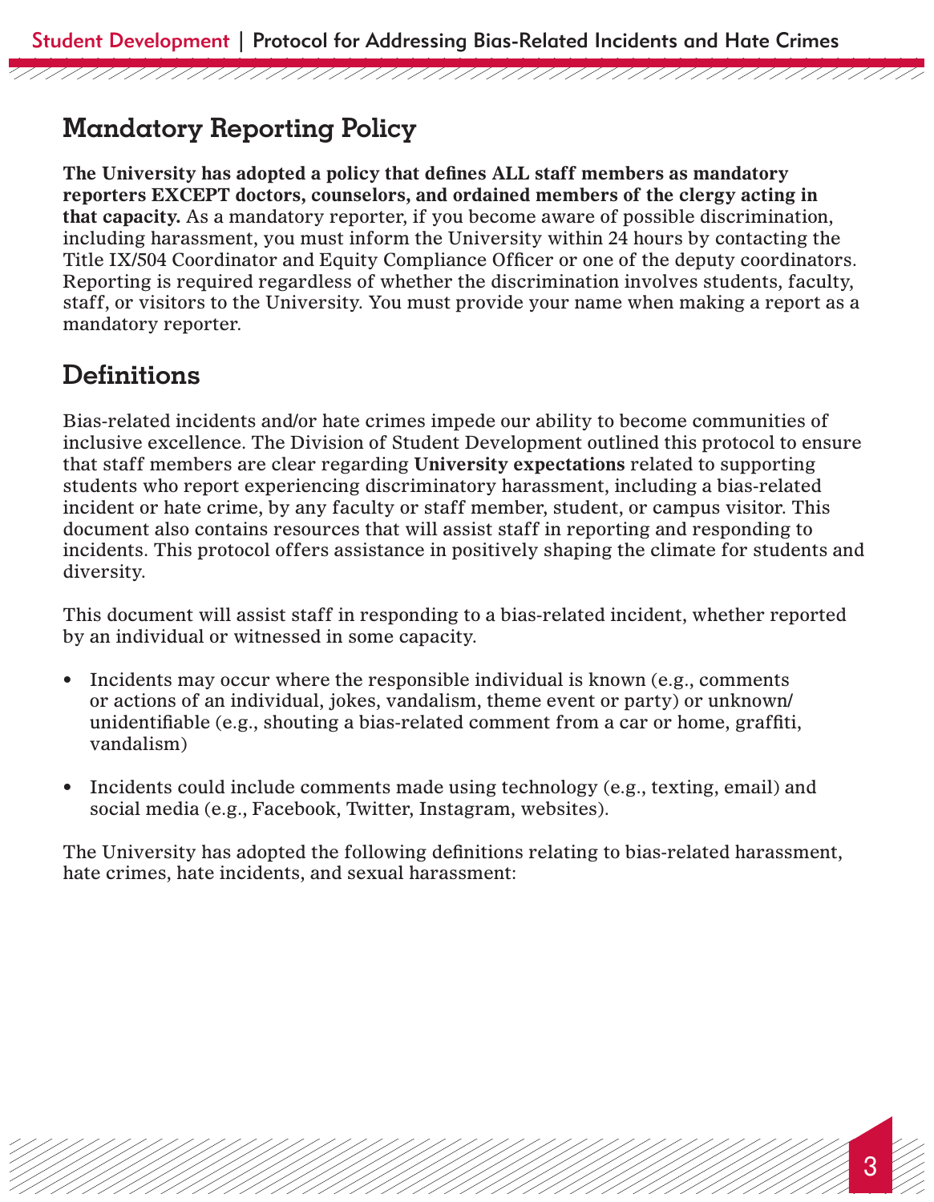## Mandatory Reporting Policy

**The University has adopted a policy that defines ALL staff members as mandatory reporters EXCEPT doctors, counselors, and ordained members of the clergy acting in that capacity.** As a mandatory reporter, if you become aware of possible discrimination, including harassment, you must inform the University within 24 hours by contacting the Title IX/504 Coordinator and Equity Compliance Officer or one of the deputy coordinators. Reporting is required regardless of whether the discrimination involves students, faculty, staff, or visitors to the University. You must provide your name when making a report as a mandatory reporter.

## Definitions

Bias-related incidents and/or hate crimes impede our ability to become communities of inclusive excellence. The Division of Student Development outlined this protocol to ensure that staff members are clear regarding **University expectations** related to supporting students who report experiencing discriminatory harassment, including a bias-related incident or hate crime, by any faculty or staff member, student, or campus visitor. This document also contains resources that will assist staff in reporting and responding to incidents. This protocol offers assistance in positively shaping the climate for students and diversity.

This document will assist staff in responding to a bias-related incident, whether reported by an individual or witnessed in some capacity.

- Incidents may occur where the responsible individual is known (e.g., comments or actions of an individual, jokes, vandalism, theme event or party) or unknown/unidentifiable (e.g., shouting a bias-related comment from a car or home, graffiti, vandalism)
- Incidents could include comments made using technology (e.g., texting, email) and social media (e.g., Facebook, Twitter, Instagram, websites).

The University has adopted the following definitions relating to bias-related harassment, hate crimes, hate incidents, and sexual harassment: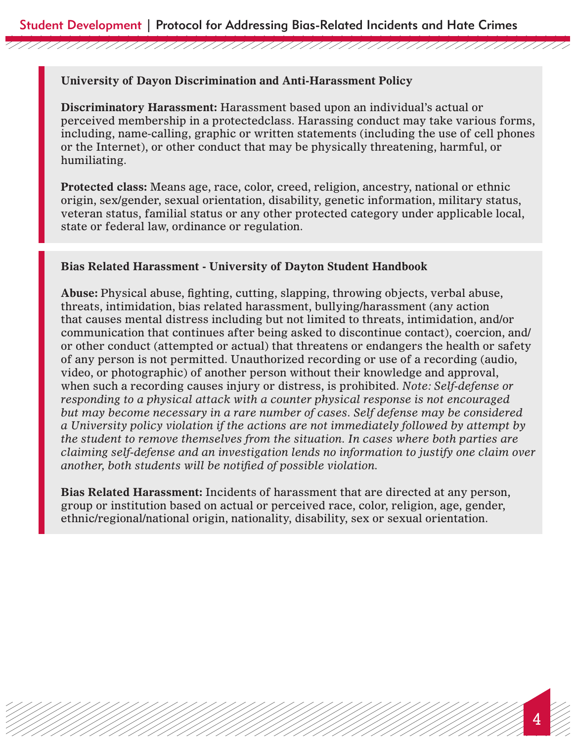**University of Dayon Discrimination and Anti-Harassment Policy**

**Discriminatory Harassment:** Harassment based upon an individual's actual or perceived membership in a protectedclass. Harassing conduct may take various forms, including, name-calling, graphic or written statements (including the use of cell phones or the Internet), or other conduct that may be physically threatening, harmful, or humiliating.

**Protected class:** Means age, race, color, creed, religion, ancestry, national or ethnic origin, sex/gender, sexual orientation, disability, genetic information, military status, veteran status, familial status or any other protected category under applicable local, state or federal law, ordinance or regulation.

**Bias Related Harassment - University of Dayton Student Handbook**

**Abuse:** Physical abuse, fighting, cutting, slapping, throwing objects, verbal abuse, threats, intimidation, bias related harassment, bullying/harassment (any action that causes mental distress including but not limited to threats, intimidation, and/or communication that continues after being asked to discontinue contact), coercion, and/or other conduct (attempted or actual) that threatens or endangers the health or safety of any person is not permitted. Unauthorized recording or use of a recording (audio, video, or photographic) of another person without their knowledge and approval, when such a recording causes injury or distress, is prohibited. *Note: Self-defense or responding to a physical attack with a counter physical response is not encouraged but may become necessary in a rare number of cases. Self defense may be considered a University policy violation if the actions are not immediately followed by attempt by the student to remove themselves from the situation. In cases where both parties are claiming self-defense and an investigation lends no information to justify one claim over another, both students will be notified of possible violation.*

**Bias Related Harassment:** Incidents of harassment that are directed at any person, group or institution based on actual or perceived race, color, religion, age, gender, ethnic/regional/national origin, nationality, disability, sex or sexual orientation.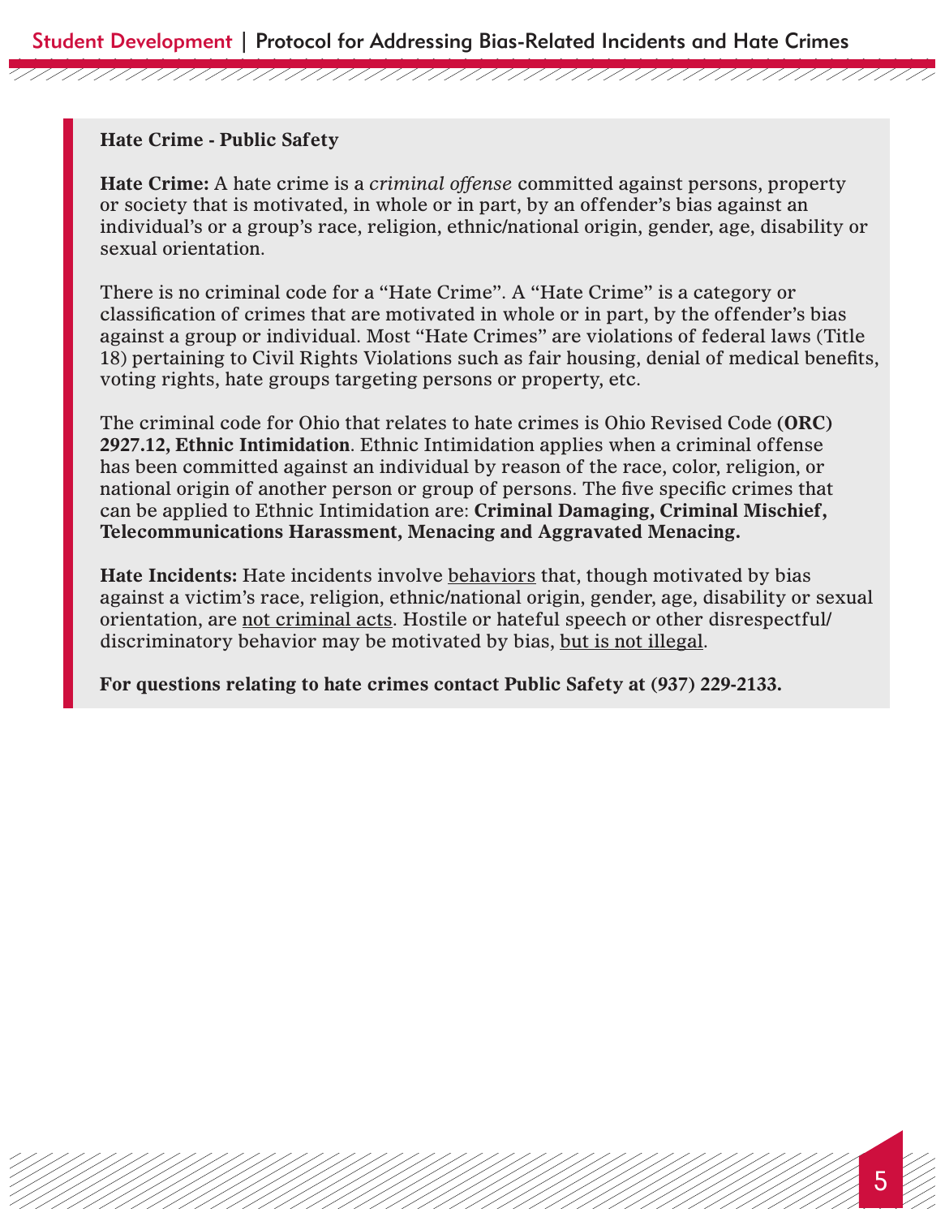### Hate Crime - Public Safety

**Hate Crime:** A hate crime is a *criminal offense* committed against persons, property or society that is motivated, in whole or in part, by an offender's bias against an individual's or a group's race, religion, ethnic/national origin, gender, age, disability or sexual orientation.

There is no criminal code for a "Hate Crime". A "Hate Crime" is a category or classification of crimes that are motivated in whole or in part, by the offender's bias against a group or individual. Most "Hate Crimes" are violations of federal laws (Title 18) pertaining to Civil Rights Violations such as fair housing, denial of medical benefits, voting rights, hate groups targeting persons or property, etc.

The criminal code for Ohio that relates to hate crimes is Ohio Revised Code (**ORC) 2927.12, Ethnic Intimidation**. Ethnic Intimidation applies when a criminal offense has been committed against an individual by reason of the race, color, religion, or national origin of another person or group of persons. The five specific crimes that can be applied to Ethnic Intimidation are: **Criminal Damaging, Criminal Mischief, Telecommunications Harassment, Menacing and Aggravated Menacing.**

**Hate Incidents:** Hate incidents involve <u>behaviors</u> that, though motivated by bias against a victim's race, religion, ethnic/national origin, gender, age, disability or sexual orientation, are <u>not criminal acts</u>. Hostile or hateful speech or other disrespectful/ discriminatory behavior may be motivated by bias, <u>but is not illegal</u>.

**For questions relating to hate crimes contact Public Safety at (937) 229-2133.**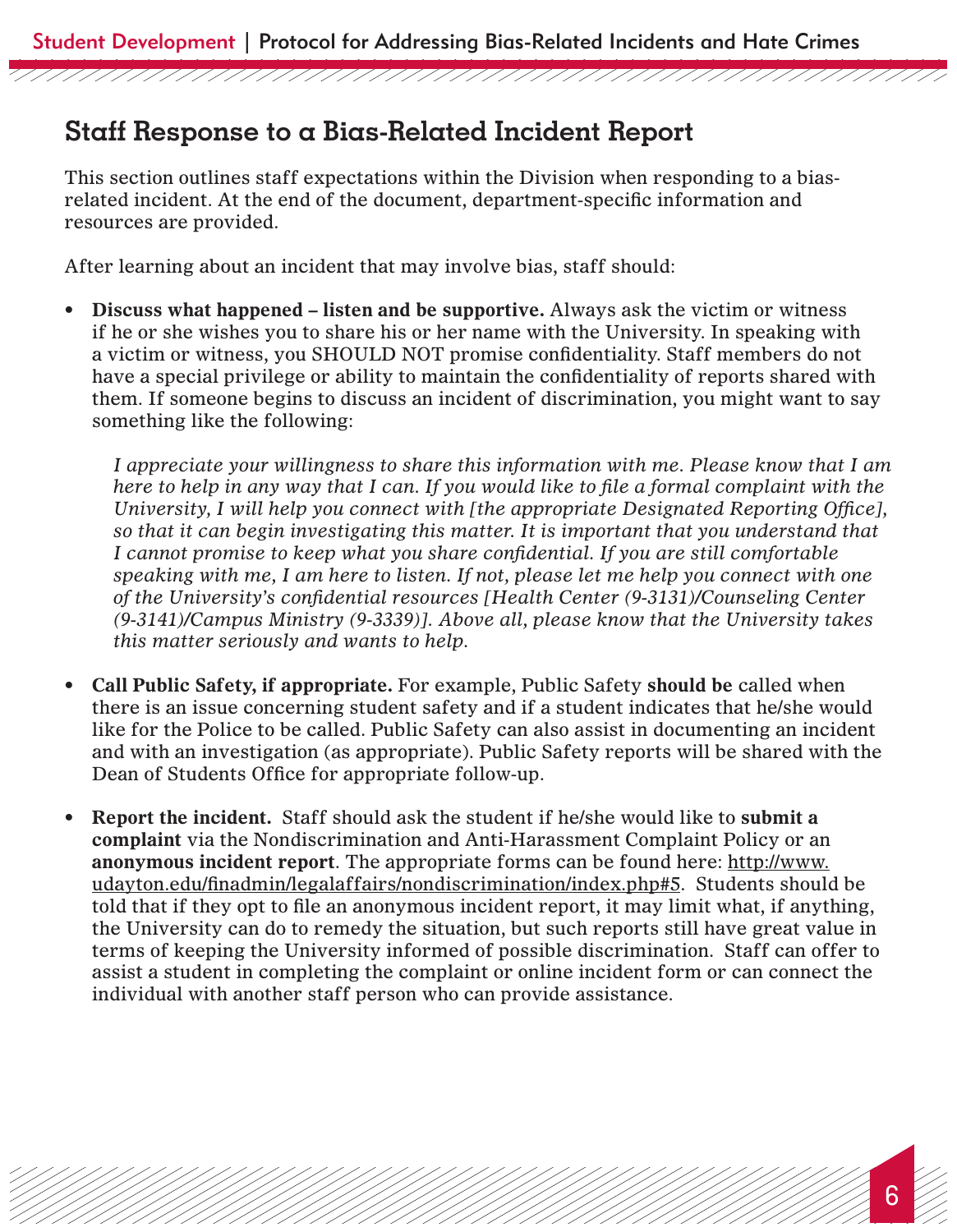## Staff Response to a Bias-Related Incident Report

This section outlines staff expectations within the Division when responding to a bias-related incident. At the end of the document, department-specific information and resources are provided.

After learning about an incident that may involve bias, staff should:

- **Discuss what happened – listen and be supportive.** Always ask the victim or witness if he or she wishes you to share his or her name with the University. In speaking with a victim or witness, you SHOULD NOT promise confidentiality. Staff members do not have a special privilege or ability to maintain the confidentiality of reports shared with them. If someone begins to discuss an incident of discrimination, you might want to say something like the following:

  *I appreciate your willingness to share this information with me. Please know that I am here to help in any way that I can. If you would like to file a formal complaint with the University, I will help you connect with [the appropriate Designated Reporting Office], so that it can begin investigating this matter. It is important that you understand that I cannot promise to keep what you share confidential. If you are still comfortable speaking with me, I am here to listen. If not, please let me help you connect with one of the University's confidential resources [Health Center (9-3131)/Counseling Center (9-3141)/Campus Ministry (9-3339)]. Above all, please know that the University takes this matter seriously and wants to help.*

- **Call Public Safety, if appropriate.** For example, Public Safety **should be** called when there is an issue concerning student safety and if a student indicates that he/she would like for the Police to be called. Public Safety can also assist in documenting an incident and with an investigation (as appropriate). Public Safety reports will be shared with the Dean of Students Office for appropriate follow-up.

- **Report the incident.** Staff should ask the student if he/she would like to **submit a complaint** via the Nondiscrimination and Anti-Harassment Complaint Policy or an **anonymous incident report**. The appropriate forms can be found here: http://www.udayton.edu/finadmin/legalaffairs/nondiscrimination/index.php#5. Students should be told that if they opt to file an anonymous incident report, it may limit what, if anything, the University can do to remedy the situation, but such reports still have great value in terms of keeping the University informed of possible discrimination. Staff can offer to assist a student in completing the complaint or online incident form or can connect the individual with another staff person who can provide assistance.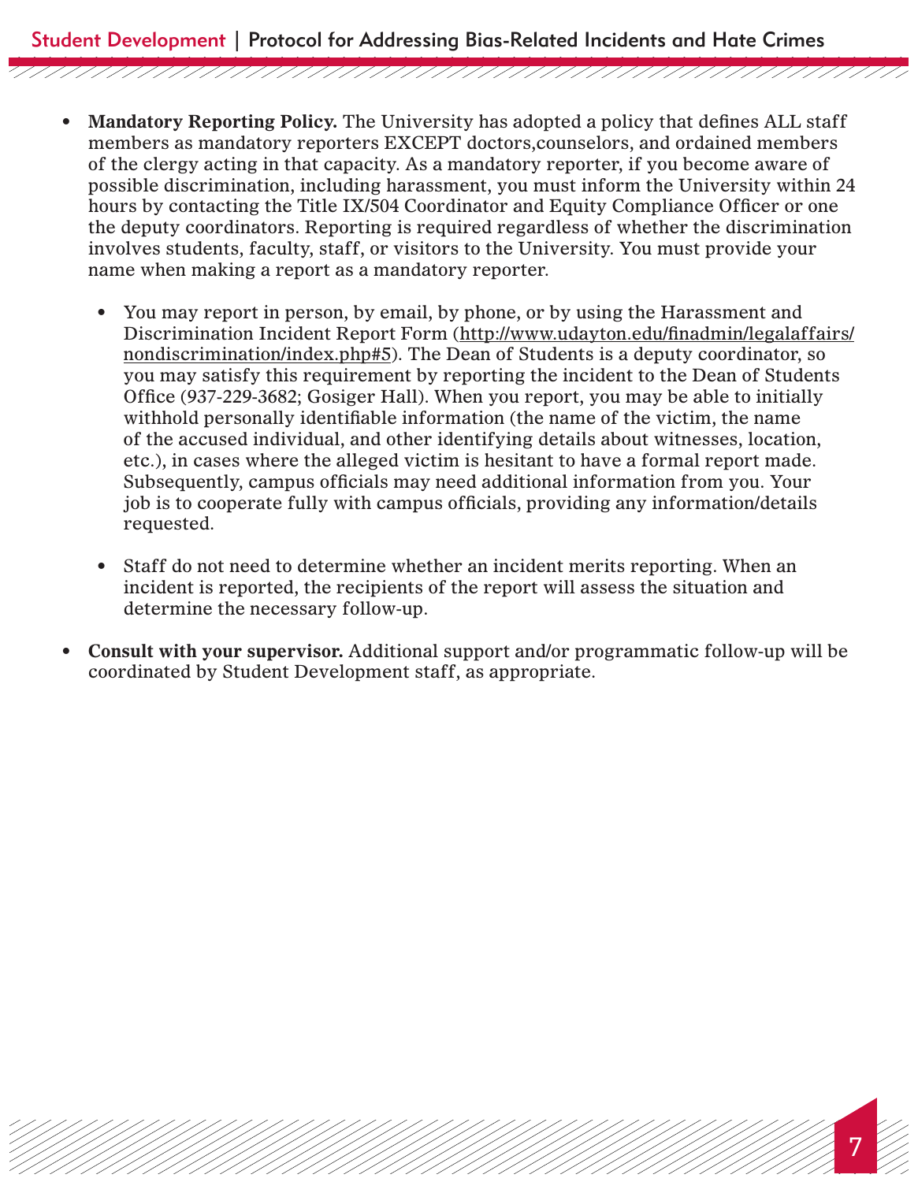- **Mandatory Reporting Policy.** The University has adopted a policy that defines ALL staff members as mandatory reporters EXCEPT doctors,counselors, and ordained members of the clergy acting in that capacity. As a mandatory reporter, if you become aware of possible discrimination, including harassment, you must inform the University within 24 hours by contacting the Title IX/504 Coordinator and Equity Compliance Officer or one the deputy coordinators. Reporting is required regardless of whether the discrimination involves students, faculty, staff, or visitors to the University. You must provide your name when making a report as a mandatory reporter.

  - You may report in person, by email, by phone, or by using the Harassment and Discrimination Incident Report Form (http://www.udayton.edu/finadmin/legalaffairs/nondiscrimination/index.php#5). The Dean of Students is a deputy coordinator, so you may satisfy this requirement by reporting the incident to the Dean of Students Office (937-229-3682; Gosiger Hall). When you report, you may be able to initially withhold personally identifiable information (the name of the victim, the name of the accused individual, and other identifying details about witnesses, location, etc.), in cases where the alleged victim is hesitant to have a formal report made. Subsequently, campus officials may need additional information from you. Your job is to cooperate fully with campus officials, providing any information/details requested.

  - Staff do not need to determine whether an incident merits reporting. When an incident is reported, the recipients of the report will assess the situation and determine the necessary follow-up.

- **Consult with your supervisor.** Additional support and/or programmatic follow-up will be coordinated by Student Development staff, as appropriate.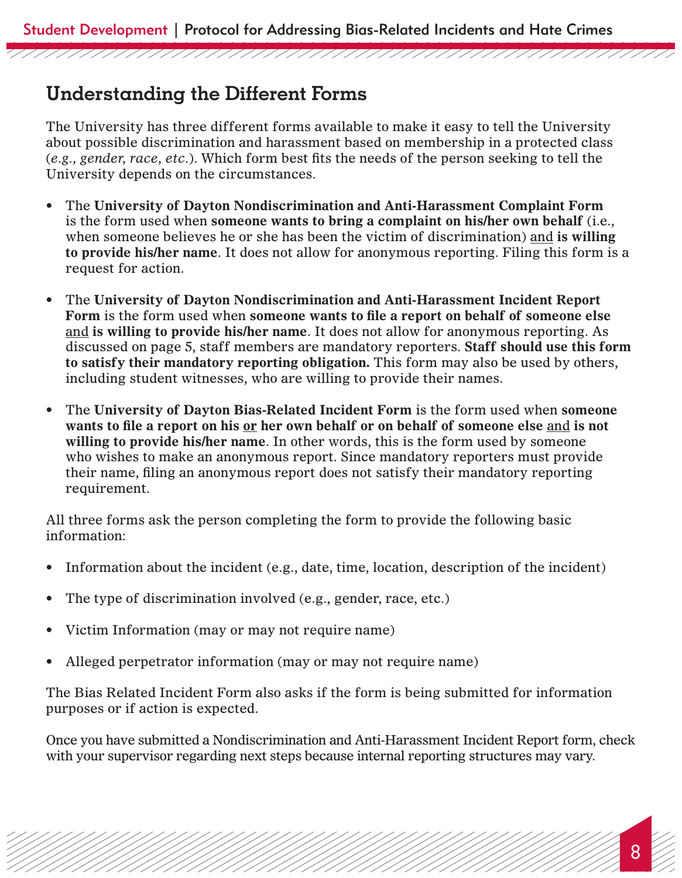## Understanding the Different Forms

The University has three different forms available to make it easy to tell the University about possible discrimination and harassment based on membership in a protected class (*e.g., gender, race, etc.*). Which form best fits the needs of the person seeking to tell the University depends on the circumstances.

- The **University of Dayton Nondiscrimination and Anti-Harassment Complaint Form** is the form used when **someone wants to bring a complaint on his/her own behalf** (i.e., when someone believes he or she has been the victim of discrimination) <u>and</u> **is willing to provide his/her name**. It does not allow for anonymous reporting. Filing this form is a request for action.

- The **University of Dayton Nondiscrimination and Anti-Harassment Incident Report Form** is the form used when **someone wants to file a report on behalf of someone else** <u>and</u> **is willing to provide his/her name**. It does not allow for anonymous reporting. As discussed on page 5, staff members are mandatory reporters. **Staff should use this form to satisfy their mandatory reporting obligation.** This form may also be used by others, including student witnesses, who are willing to provide their names.

- The **University of Dayton Bias-Related Incident Form** is the form used when **someone wants to file a report on his <u>or</u> her own behalf or on behalf of someone else** <u>and</u> **is not willing to provide his/her name**. In other words, this is the form used by someone who wishes to make an anonymous report. Since mandatory reporters must provide their name, filing an anonymous report does not satisfy their mandatory reporting requirement.

All three forms ask the person completing the form to provide the following basic information:

- Information about the incident (e.g., date, time, location, description of the incident)
- The type of discrimination involved (e.g., gender, race, etc.)
- Victim Information (may or may not require name)
- Alleged perpetrator information (may or may not require name)

The Bias Related Incident Form also asks if the form is being submitted for information purposes or if action is expected.

Once you have submitted a Nondiscrimination and Anti-Harassment Incident Report form, check with your supervisor regarding next steps because internal reporting structures may vary.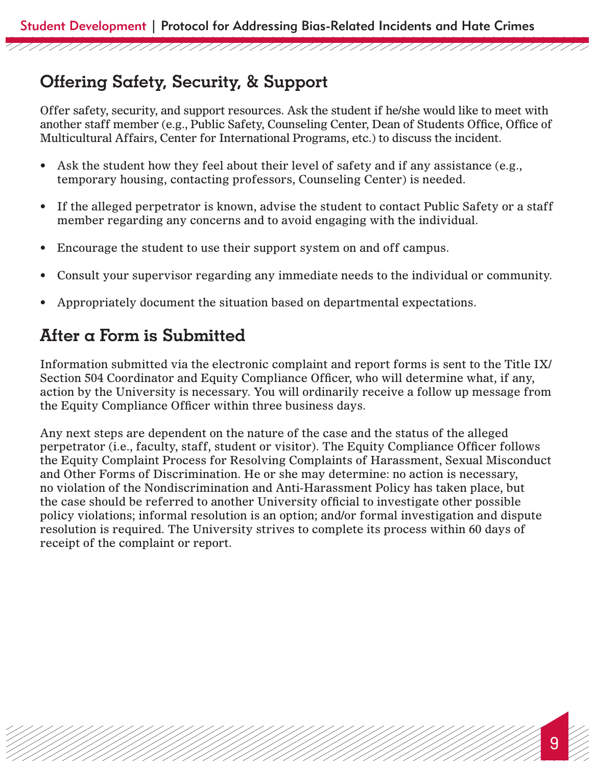## Offering Safety, Security, & Support

Offer safety, security, and support resources. Ask the student if he/she would like to meet with another staff member (e.g., Public Safety, Counseling Center, Dean of Students Office, Office of Multicultural Affairs, Center for International Programs, etc.) to discuss the incident.

- Ask the student how they feel about their level of safety and if any assistance (e.g., temporary housing, contacting professors, Counseling Center) is needed.
- If the alleged perpetrator is known, advise the student to contact Public Safety or a staff member regarding any concerns and to avoid engaging with the individual.
- Encourage the student to use their support system on and off campus.
- Consult your supervisor regarding any immediate needs to the individual or community.
- Appropriately document the situation based on departmental expectations.

## After a Form is Submitted

Information submitted via the electronic complaint and report forms is sent to the Title IX/ Section 504 Coordinator and Equity Compliance Officer, who will determine what, if any, action by the University is necessary. You will ordinarily receive a follow up message from the Equity Compliance Officer within three business days.

Any next steps are dependent on the nature of the case and the status of the alleged perpetrator (i.e., faculty, staff, student or visitor). The Equity Compliance Officer follows the Equity Complaint Process for Resolving Complaints of Harassment, Sexual Misconduct and Other Forms of Discrimination. He or she may determine: no action is necessary, no violation of the Nondiscrimination and Anti-Harassment Policy has taken place, but the case should be referred to another University official to investigate other possible policy violations; informal resolution is an option; and/or formal investigation and dispute resolution is required. The University strives to complete its process within 60 days of receipt of the complaint or report.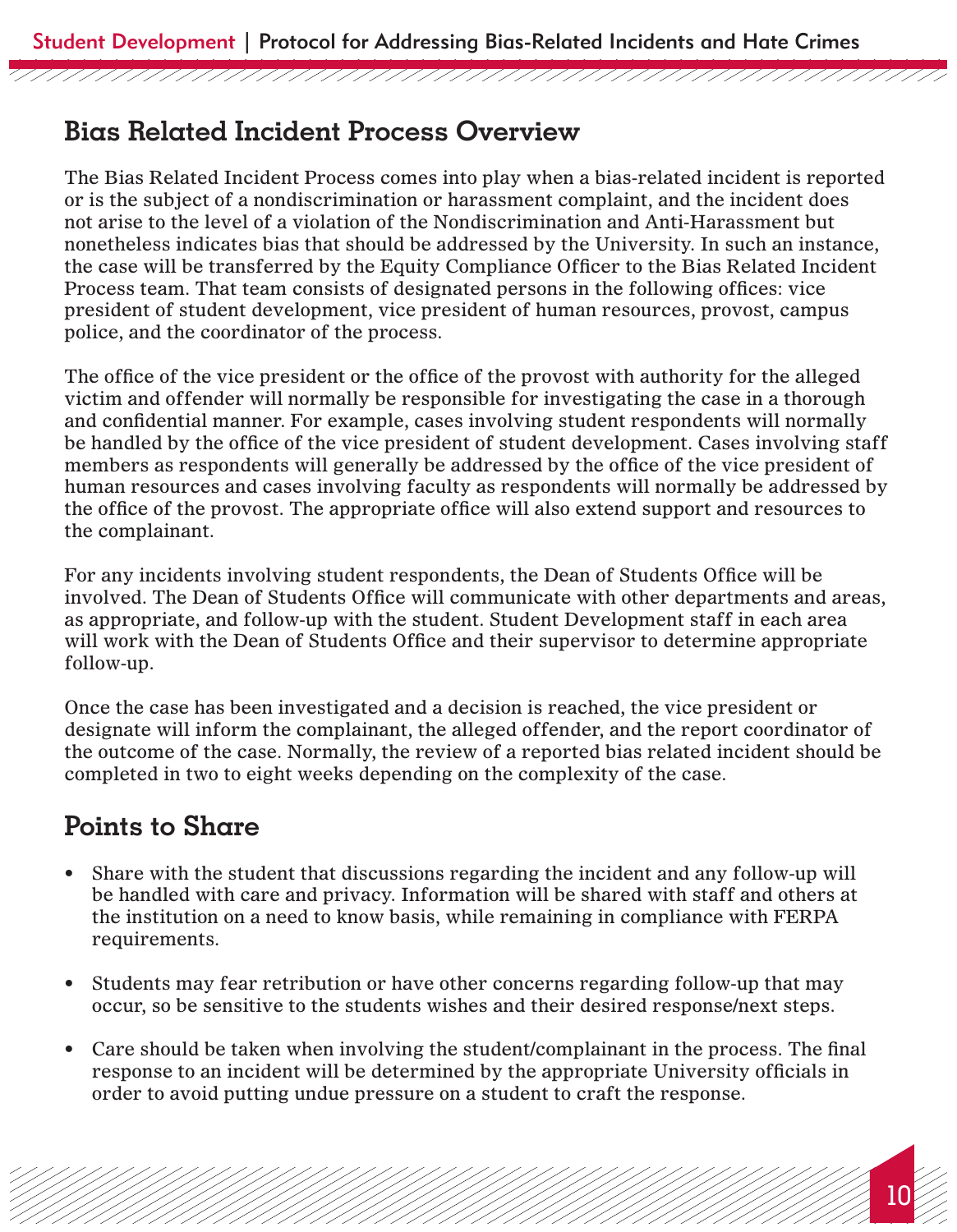## Bias Related Incident Process Overview

The Bias Related Incident Process comes into play when a bias-related incident is reported or is the subject of a nondiscrimination or harassment complaint, and the incident does not arise to the level of a violation of the Nondiscrimination and Anti-Harassment but nonetheless indicates bias that should be addressed by the University. In such an instance, the case will be transferred by the Equity Compliance Officer to the Bias Related Incident Process team. That team consists of designated persons in the following offices: vice president of student development, vice president of human resources, provost, campus police, and the coordinator of the process.

The office of the vice president or the office of the provost with authority for the alleged victim and offender will normally be responsible for investigating the case in a thorough and confidential manner. For example, cases involving student respondents will normally be handled by the office of the vice president of student development. Cases involving staff members as respondents will generally be addressed by the office of the vice president of human resources and cases involving faculty as respondents will normally be addressed by the office of the provost. The appropriate office will also extend support and resources to the complainant.

For any incidents involving student respondents, the Dean of Students Office will be involved. The Dean of Students Office will communicate with other departments and areas, as appropriate, and follow-up with the student. Student Development staff in each area will work with the Dean of Students Office and their supervisor to determine appropriate follow-up.

Once the case has been investigated and a decision is reached, the vice president or designate will inform the complainant, the alleged offender, and the report coordinator of the outcome of the case. Normally, the review of a reported bias related incident should be completed in two to eight weeks depending on the complexity of the case.

## Points to Share

- Share with the student that discussions regarding the incident and any follow-up will be handled with care and privacy. Information will be shared with staff and others at the institution on a need to know basis, while remaining in compliance with FERPA requirements.
- Students may fear retribution or have other concerns regarding follow-up that may occur, so be sensitive to the students wishes and their desired response/next steps.
- Care should be taken when involving the student/complainant in the process. The final response to an incident will be determined by the appropriate University officials in order to avoid putting undue pressure on a student to craft the response.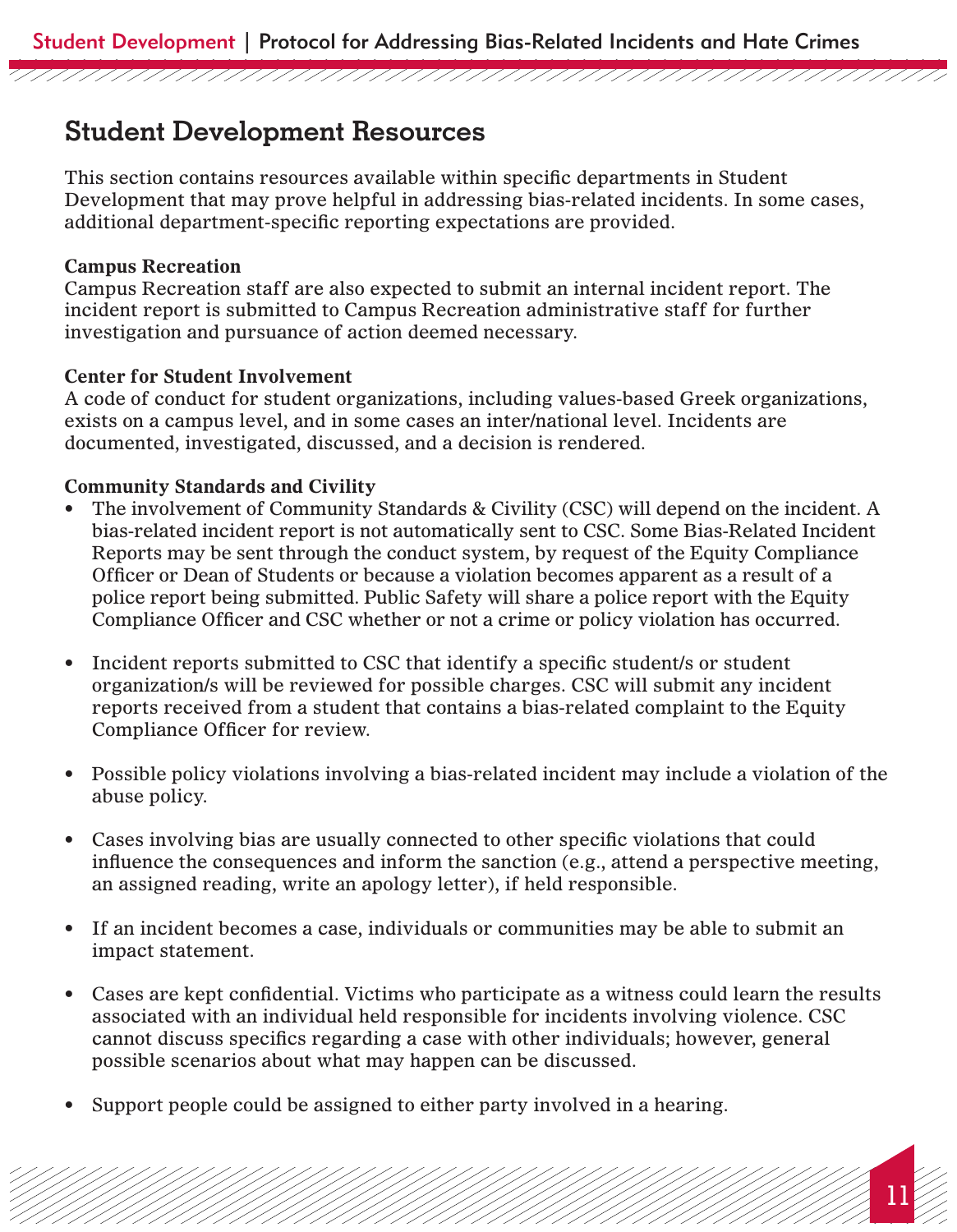## Student Development Resources

This section contains resources available within specific departments in Student Development that may prove helpful in addressing bias-related incidents. In some cases, additional department-specific reporting expectations are provided.

**Campus Recreation**
Campus Recreation staff are also expected to submit an internal incident report. The incident report is submitted to Campus Recreation administrative staff for further investigation and pursuance of action deemed necessary.

**Center for Student Involvement**
A code of conduct for student organizations, including values-based Greek organizations, exists on a campus level, and in some cases an inter/national level. Incidents are documented, investigated, discussed, and a decision is rendered.

**Community Standards and Civility**

- The involvement of Community Standards & Civility (CSC) will depend on the incident. A bias-related incident report is not automatically sent to CSC. Some Bias-Related Incident Reports may be sent through the conduct system, by request of the Equity Compliance Officer or Dean of Students or because a violation becomes apparent as a result of a police report being submitted. Public Safety will share a police report with the Equity Compliance Officer and CSC whether or not a crime or policy violation has occurred.

- Incident reports submitted to CSC that identify a specific student/s or student organization/s will be reviewed for possible charges. CSC will submit any incident reports received from a student that contains a bias-related complaint to the Equity Compliance Officer for review.

- Possible policy violations involving a bias-related incident may include a violation of the abuse policy.

- Cases involving bias are usually connected to other specific violations that could influence the consequences and inform the sanction (e.g., attend a perspective meeting, an assigned reading, write an apology letter), if held responsible.

- If an incident becomes a case, individuals or communities may be able to submit an impact statement.

- Cases are kept confidential. Victims who participate as a witness could learn the results associated with an individual held responsible for incidents involving violence. CSC cannot discuss specifics regarding a case with other individuals; however, general possible scenarios about what may happen can be discussed.

- Support people could be assigned to either party involved in a hearing.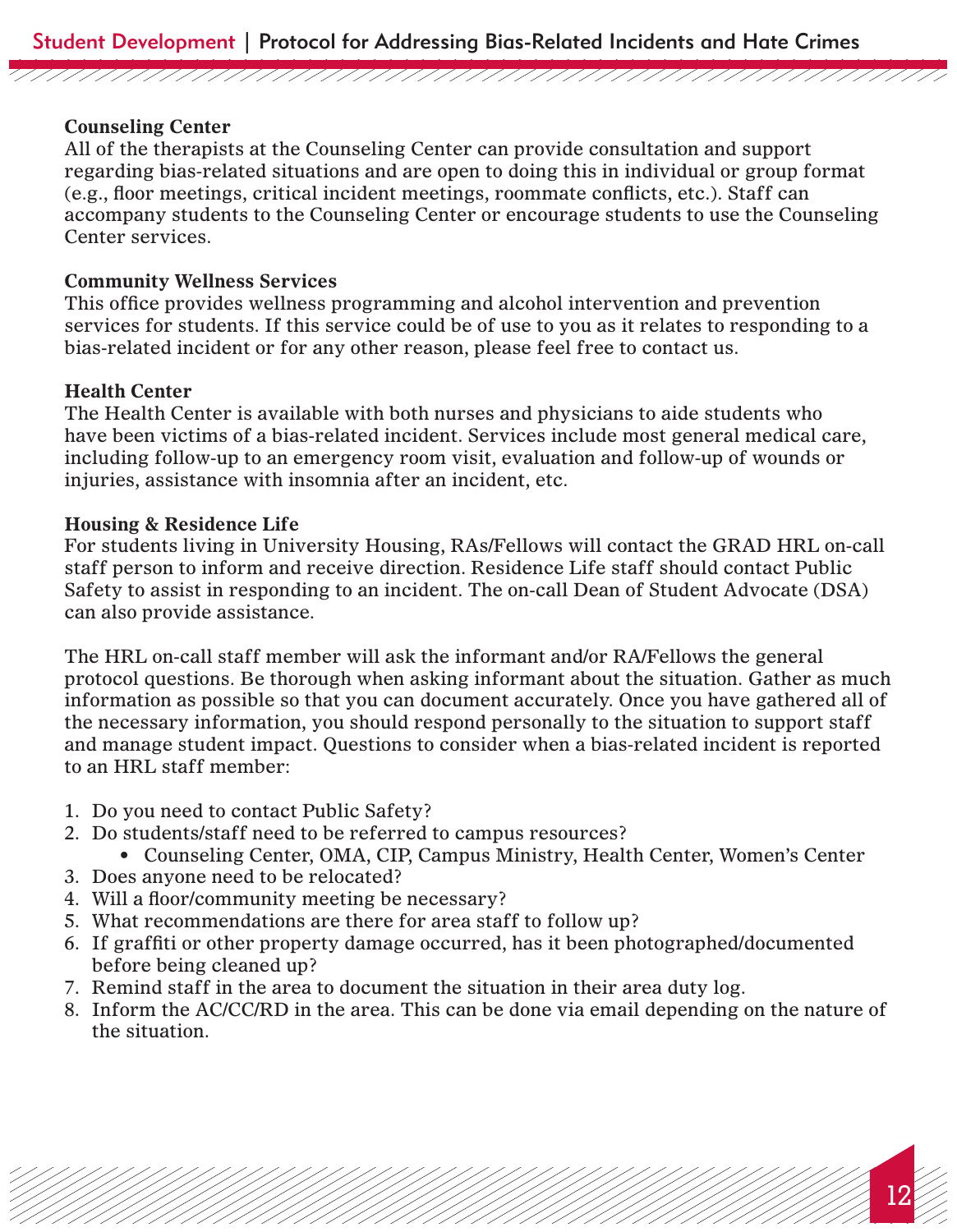**Counseling Center**
All of the therapists at the Counseling Center can provide consultation and support regarding bias-related situations and are open to doing this in individual or group format (e.g., floor meetings, critical incident meetings, roommate conflicts, etc.). Staff can accompany students to the Counseling Center or encourage students to use the Counseling Center services.

**Community Wellness Services**
This office provides wellness programming and alcohol intervention and prevention services for students. If this service could be of use to you as it relates to responding to a bias-related incident or for any other reason, please feel free to contact us.

**Health Center**
The Health Center is available with both nurses and physicians to aide students who have been victims of a bias-related incident. Services include most general medical care, including follow-up to an emergency room visit, evaluation and follow-up of wounds or injuries, assistance with insomnia after an incident, etc.

**Housing & Residence Life**
For students living in University Housing, RAs/Fellows will contact the GRAD HRL on-call staff person to inform and receive direction. Residence Life staff should contact Public Safety to assist in responding to an incident. The on-call Dean of Student Advocate (DSA) can also provide assistance.

The HRL on-call staff member will ask the informant and/or RA/Fellows the general protocol questions. Be thorough when asking informant about the situation. Gather as much information as possible so that you can document accurately. Once you have gathered all of the necessary information, you should respond personally to the situation to support staff and manage student impact. Questions to consider when a bias-related incident is reported to an HRL staff member:

1. Do you need to contact Public Safety?
2. Do students/staff need to be referred to campus resources?
   - Counseling Center, OMA, CIP, Campus Ministry, Health Center, Women's Center
3. Does anyone need to be relocated?
4. Will a floor/community meeting be necessary?
5. What recommendations are there for area staff to follow up?
6. If graffiti or other property damage occurred, has it been photographed/documented before being cleaned up?
7. Remind staff in the area to document the situation in their area duty log.
8. Inform the AC/CC/RD in the area. This can be done via email depending on the nature of the situation.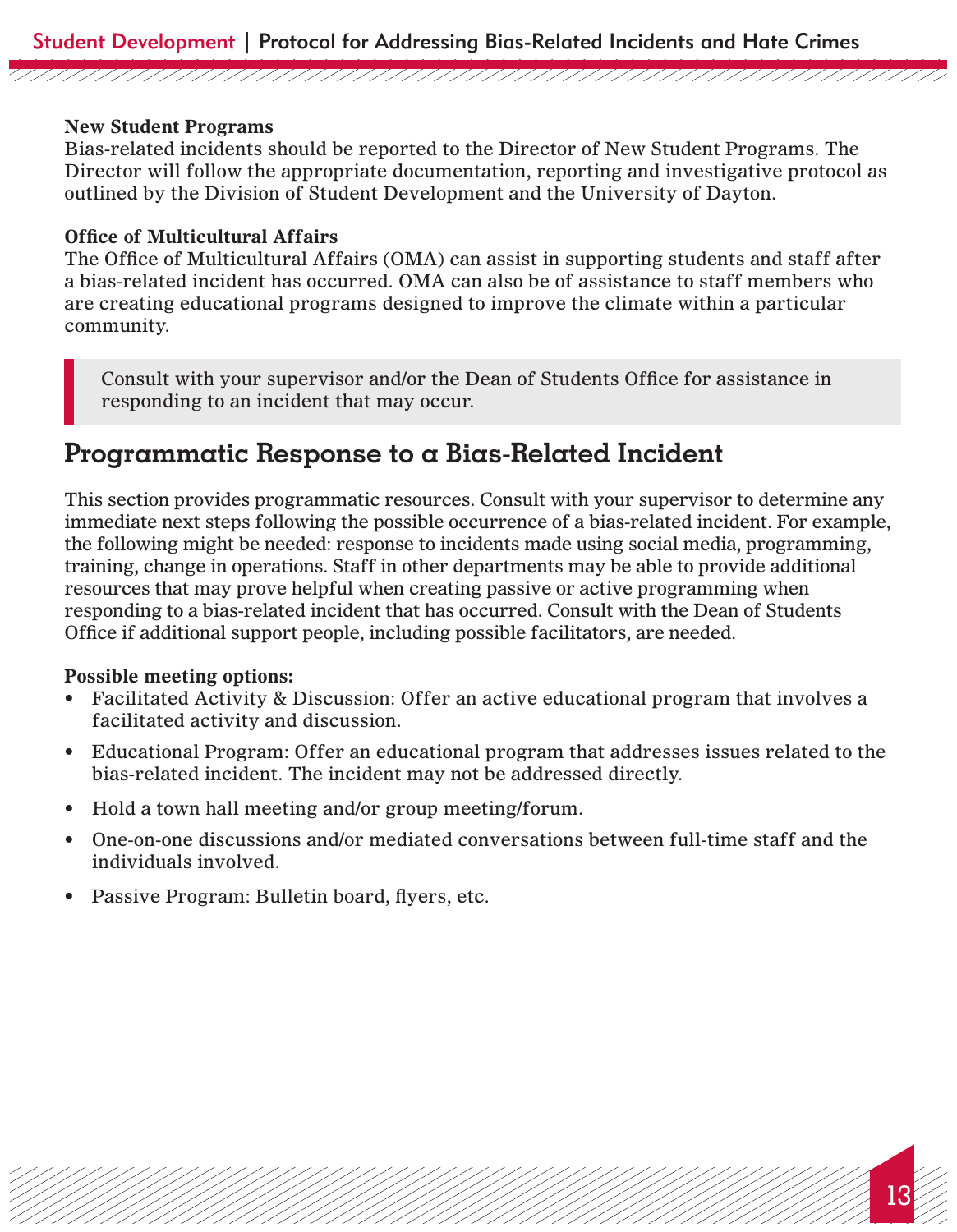**New Student Programs**
Bias-related incidents should be reported to the Director of New Student Programs. The Director will follow the appropriate documentation, reporting and investigative protocol as outlined by the Division of Student Development and the University of Dayton.

**Office of Multicultural Affairs**
The Office of Multicultural Affairs (OMA) can assist in supporting students and staff after a bias-related incident has occurred. OMA can also be of assistance to staff members who are creating educational programs designed to improve the climate within a particular community.

> Consult with your supervisor and/or the Dean of Students Office for assistance in responding to an incident that may occur.

## Programmatic Response to a Bias-Related Incident

This section provides programmatic resources. Consult with your supervisor to determine any immediate next steps following the possible occurrence of a bias-related incident. For example, the following might be needed: response to incidents made using social media, programming, training, change in operations. Staff in other departments may be able to provide additional resources that may prove helpful when creating passive or active programming when responding to a bias-related incident that has occurred. Consult with the Dean of Students Office if additional support people, including possible facilitators, are needed.

**Possible meeting options:**

- Facilitated Activity & Discussion: Offer an active educational program that involves a facilitated activity and discussion.
- Educational Program: Offer an educational program that addresses issues related to the bias-related incident. The incident may not be addressed directly.
- Hold a town hall meeting and/or group meeting/forum.
- One-on-one discussions and/or mediated conversations between full-time staff and the individuals involved.
- Passive Program: Bulletin board, flyers, etc.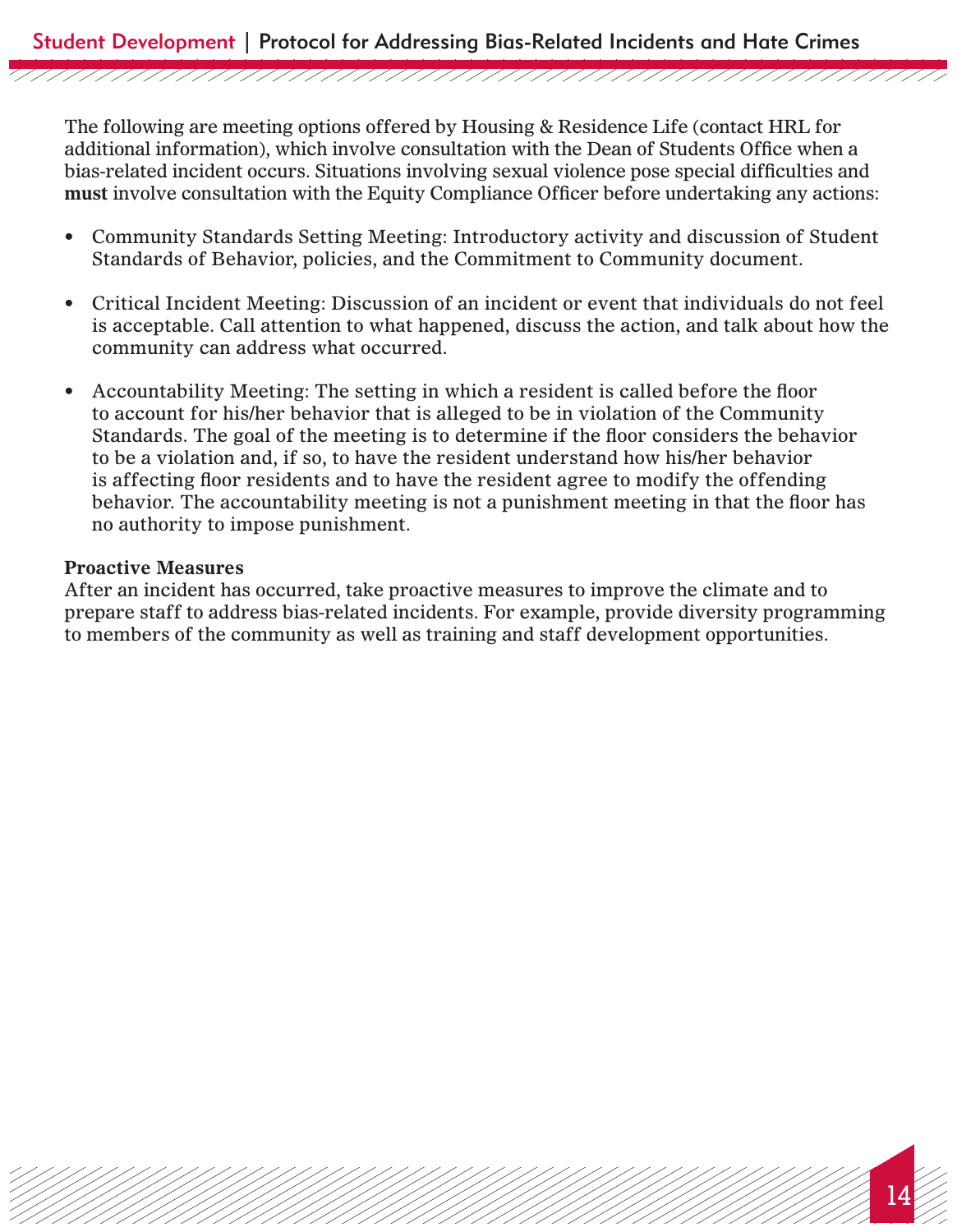The following are meeting options offered by Housing & Residence Life (contact HRL for additional information), which involve consultation with the Dean of Students Office when a bias-related incident occurs. Situations involving sexual violence pose special difficulties and **must** involve consultation with the Equity Compliance Officer before undertaking any actions:

- Community Standards Setting Meeting: Introductory activity and discussion of Student Standards of Behavior, policies, and the Commitment to Community document.
- Critical Incident Meeting: Discussion of an incident or event that individuals do not feel is acceptable. Call attention to what happened, discuss the action, and talk about how the community can address what occurred.
- Accountability Meeting: The setting in which a resident is called before the floor to account for his/her behavior that is alleged to be in violation of the Community Standards. The goal of the meeting is to determine if the floor considers the behavior to be a violation and, if so, to have the resident understand how his/her behavior is affecting floor residents and to have the resident agree to modify the offending behavior. The accountability meeting is not a punishment meeting in that the floor has no authority to impose punishment.

**Proactive Measures**

After an incident has occurred, take proactive measures to improve the climate and to prepare staff to address bias-related incidents. For example, provide diversity programming to members of the community as well as training and staff development opportunities.